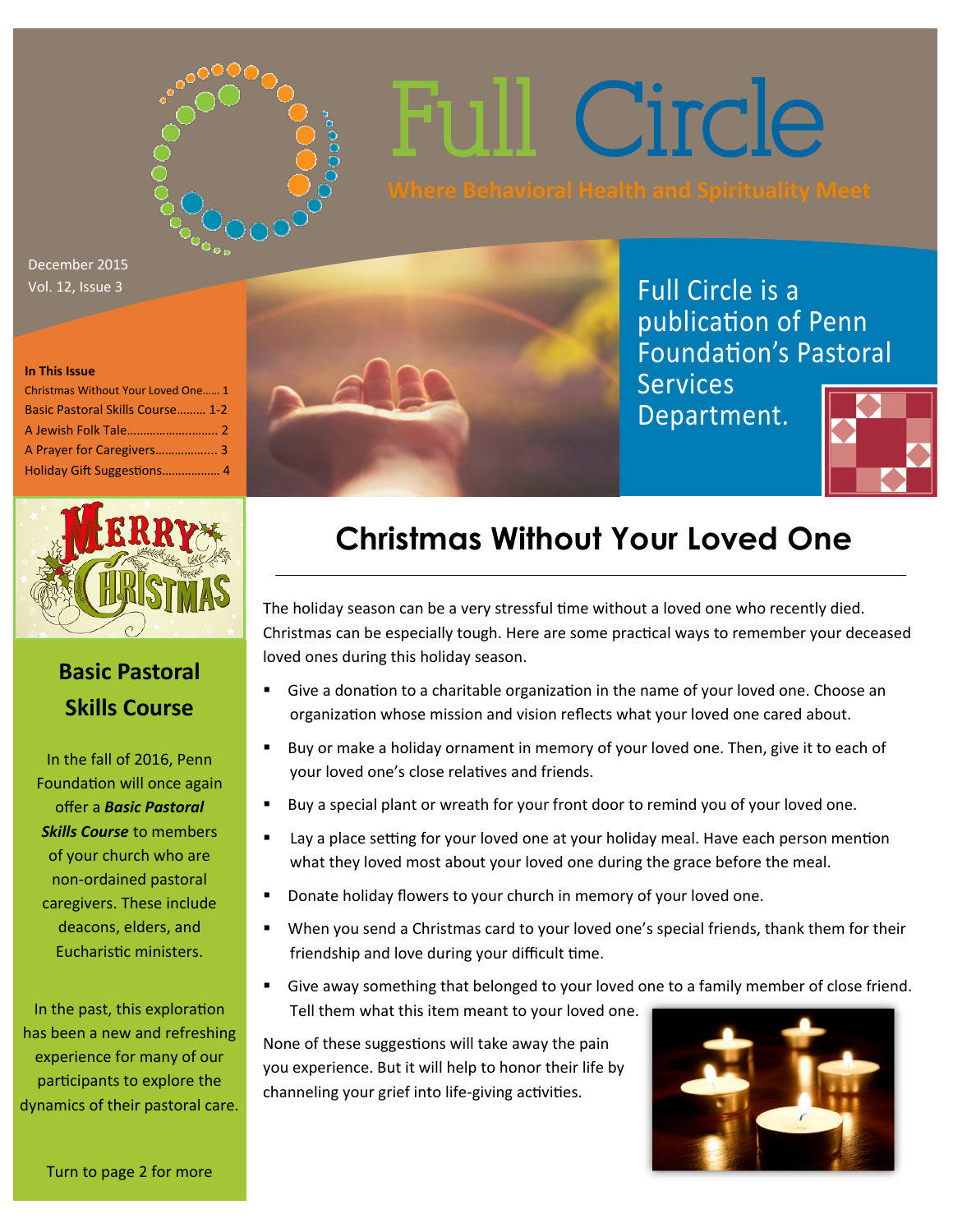# Full Circle

**Where Behavioral Health and Spirituality Meet**

December 2015
Vol. 12, Issue 3

Full Circle is a publication of Penn Foundation's Pastoral Services Department.

**In This Issue**

- Christmas Without Your Loved One...... 1
- Basic Pastoral Skills Course......... 1-2
- A Jewish Folk Tale............................ 2
- A Prayer for Caregivers................... 3
- Holiday Gift Suggestions.................. 4

## Christmas Without Your Loved One

The holiday season can be a very stressful time without a loved one who recently died. Christmas can be especially tough. Here are some practical ways to remember your deceased loved ones during this holiday season.

- Give a donation to a charitable organization in the name of your loved one. Choose an organization whose mission and vision reflects what your loved one cared about.
- Buy or make a holiday ornament in memory of your loved one. Then, give it to each of your loved one's close relatives and friends.
- Buy a special plant or wreath for your front door to remind you of your loved one.
- Lay a place setting for your loved one at your holiday meal. Have each person mention what they loved most about your loved one during the grace before the meal.
- Donate holiday flowers to your church in memory of your loved one.
- When you send a Christmas card to your loved one's special friends, thank them for their friendship and love during your difficult time.
- Give away something that belonged to your loved one to a family member of close friend. Tell them what this item meant to your loved one.

None of these suggestions will take away the pain you experience. But it will help to honor their life by channeling your grief into life-giving activities.

## Basic Pastoral Skills Course

In the fall of 2016, Penn Foundation will once again offer a ***Basic Pastoral Skills Course*** to members of your church who are non-ordained pastoral caregivers. These include deacons, elders, and Eucharistic ministers.

In the past, this exploration has been a new and refreshing experience for many of our participants to explore the dynamics of their pastoral care.

Turn to page 2 for more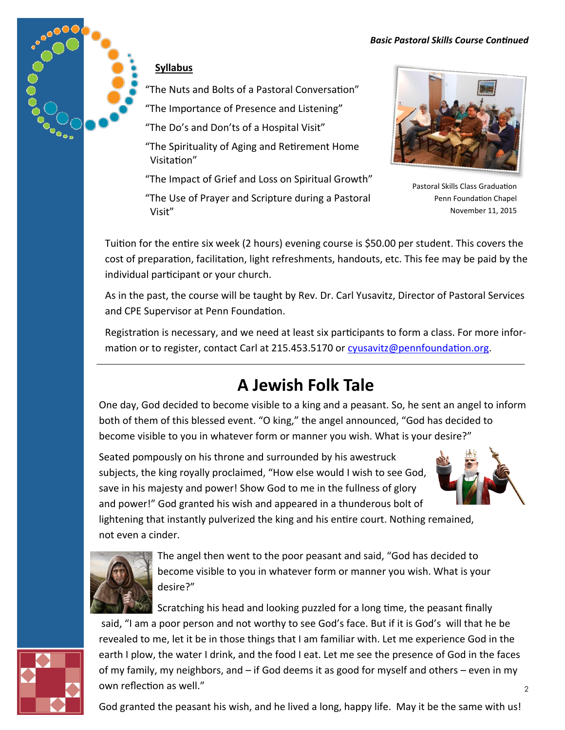*Basic Pastoral Skills Course Continued*

**Syllabus**

"The Nuts and Bolts of a Pastoral Conversation"

"The Importance of Presence and Listening"

"The Do's and Don'ts of a Hospital Visit"

"The Spirituality of Aging and Retirement Home Visitation"

"The Impact of Grief and Loss on Spiritual Growth"

"The Use of Prayer and Scripture during a Pastoral Visit"

Pastoral Skills Class Graduation
Penn Foundation Chapel
November 11, 2015

Tuition for the entire six week (2 hours) evening course is $50.00 per student. This covers the cost of preparation, facilitation, light refreshments, handouts, etc. This fee may be paid by the individual participant or your church.

As in the past, the course will be taught by Rev. Dr. Carl Yusavitz, Director of Pastoral Services and CPE Supervisor at Penn Foundation.

Registration is necessary, and we need at least six participants to form a class. For more information or to register, contact Carl at 215.453.5170 or cyusavitz@pennfoundation.org.

---

# A Jewish Folk Tale

One day, God decided to become visible to a king and a peasant. So, he sent an angel to inform both of them of this blessed event. "O king," the angel announced, "God has decided to become visible to you in whatever form or manner you wish. What is your desire?"

Seated pompously on his throne and surrounded by his awestruck subjects, the king royally proclaimed, "How else would I wish to see God, save in his majesty and power! Show God to me in the fullness of glory and power!" God granted his wish and appeared in a thunderous bolt of lightening that instantly pulverized the king and his entire court. Nothing remained, not even a cinder.

The angel then went to the poor peasant and said, "God has decided to become visible to you in whatever form or manner you wish. What is your desire?"

Scratching his head and looking puzzled for a long time, the peasant finally said, "I am a poor person and not worthy to see God's face. But if it is God's will that he be revealed to me, let it be in those things that I am familiar with. Let me experience God in the earth I plow, the water I drink, and the food I eat. Let me see the presence of God in the faces of my family, my neighbors, and – if God deems it as good for myself and others – even in my own reflection as well."

God granted the peasant his wish, and he lived a long, happy life. May it be the same with us!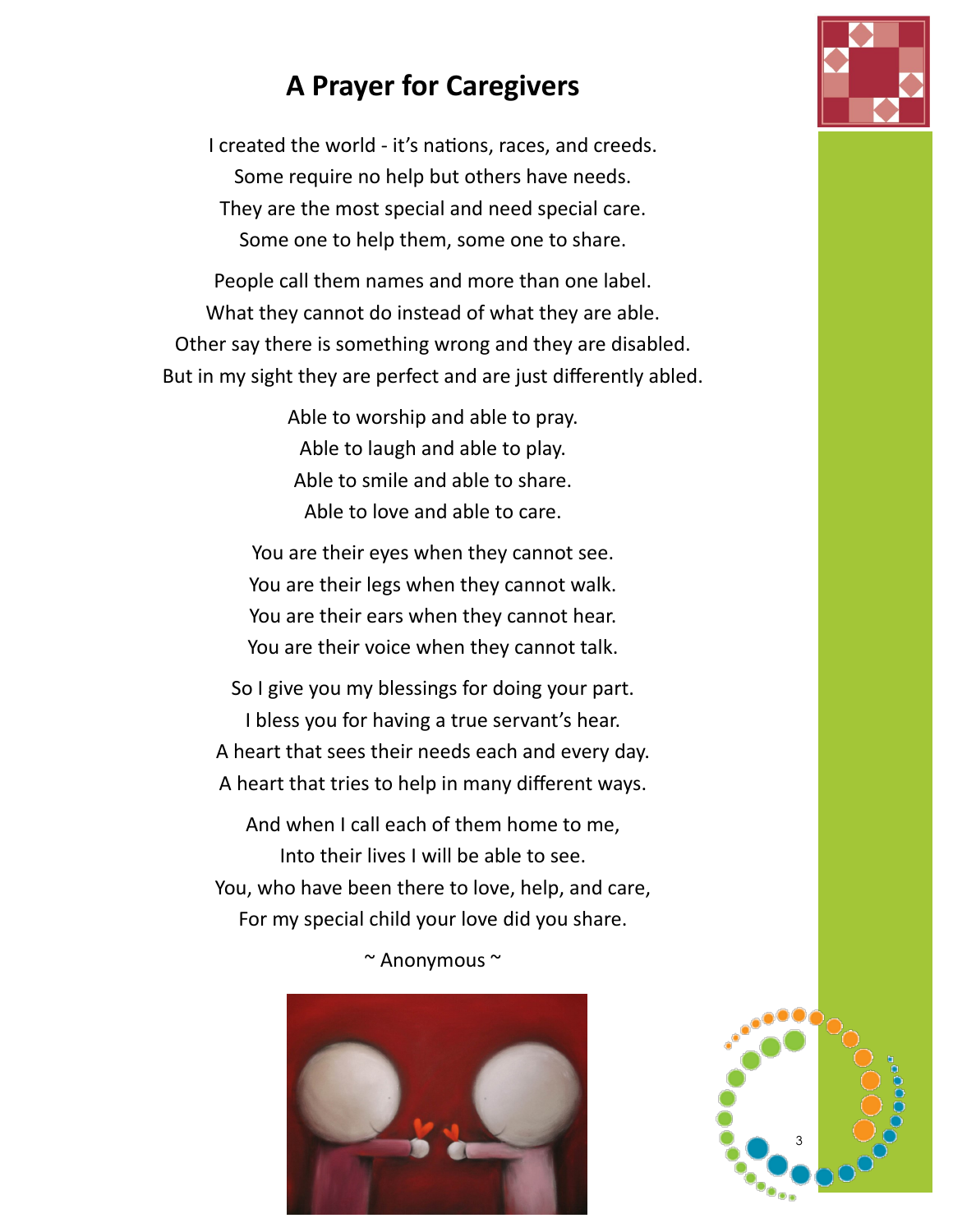# A Prayer for Caregivers

I created the world - it's nations, races, and creeds.
Some require no help but others have needs.
They are the most special and need special care.
Some one to help them, some one to share.

People call them names and more than one label.
What they cannot do instead of what they are able.
Other say there is something wrong and they are disabled.
But in my sight they are perfect and are just differently abled.

Able to worship and able to pray.
Able to laugh and able to play.
Able to smile and able to share.
Able to love and able to care.

You are their eyes when they cannot see.
You are their legs when they cannot walk.
You are their ears when they cannot hear.
You are their voice when they cannot talk.

So I give you my blessings for doing your part.
I bless you for having a true servant's hear.
A heart that sees their needs each and every day.
A heart that tries to help in many different ways.

And when I call each of them home to me,
Into their lives I will be able to see.
You, who have been there to love, help, and care,
For my special child your love did you share.

~ Anonymous ~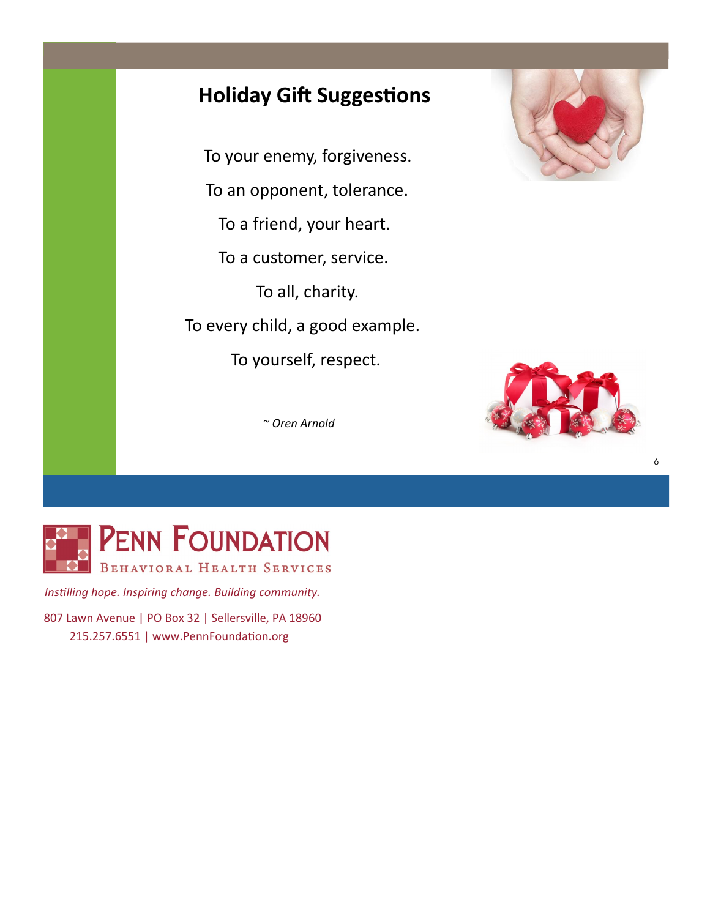## Holiday Gift Suggestions

To your enemy, forgiveness.

To an opponent, tolerance.

To a friend, your heart.

To a customer, service.

To all, charity.

To every child, a good example.

To yourself, respect.

*~ Oren Arnold*

PENN FOUNDATION

BEHAVIORAL HEALTH SERVICES

*Instilling hope. Inspiring change. Building community.*

807 Lawn Avenue | PO Box 32 | Sellersville, PA 18960
215.257.6551 | www.PennFoundation.org